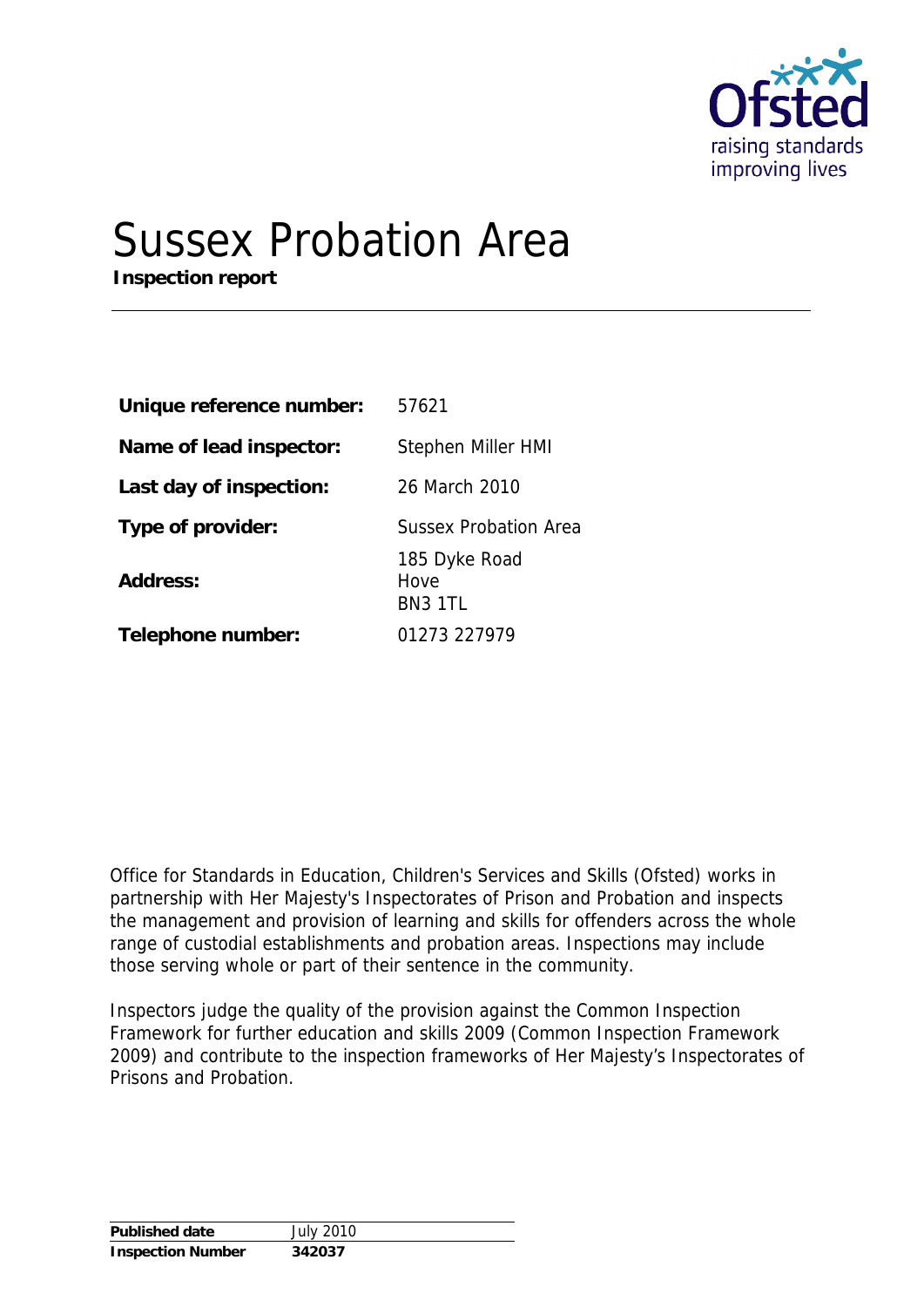# Sussex Probation Area

**Inspection report**

| | |
|---|---|
| **Unique reference number:** | 57621 |
| **Name of lead inspector:** | Stephen Miller HMI |
| **Last day of inspection:** | 26 March 2010 |
| **Type of provider:** | Sussex Probation Area |
| **Address:** | 185 Dyke Road<br>Hove<br>BN3 1TL |
| **Telephone number:** | 01273 227979 |

Office for Standards in Education, Children's Services and Skills (Ofsted) works in partnership with Her Majesty's Inspectorates of Prison and Probation and inspects the management and provision of learning and skills for offenders across the whole range of custodial establishments and probation areas. Inspections may include those serving whole or part of their sentence in the community.

Inspectors judge the quality of the provision against the Common Inspection Framework for further education and skills 2009 (Common Inspection Framework 2009) and contribute to the inspection frameworks of Her Majesty's Inspectorates of Prisons and Probation.

| | |
|---|---|
| **Published date** | July 2010 |
| **Inspection Number** | **342037** |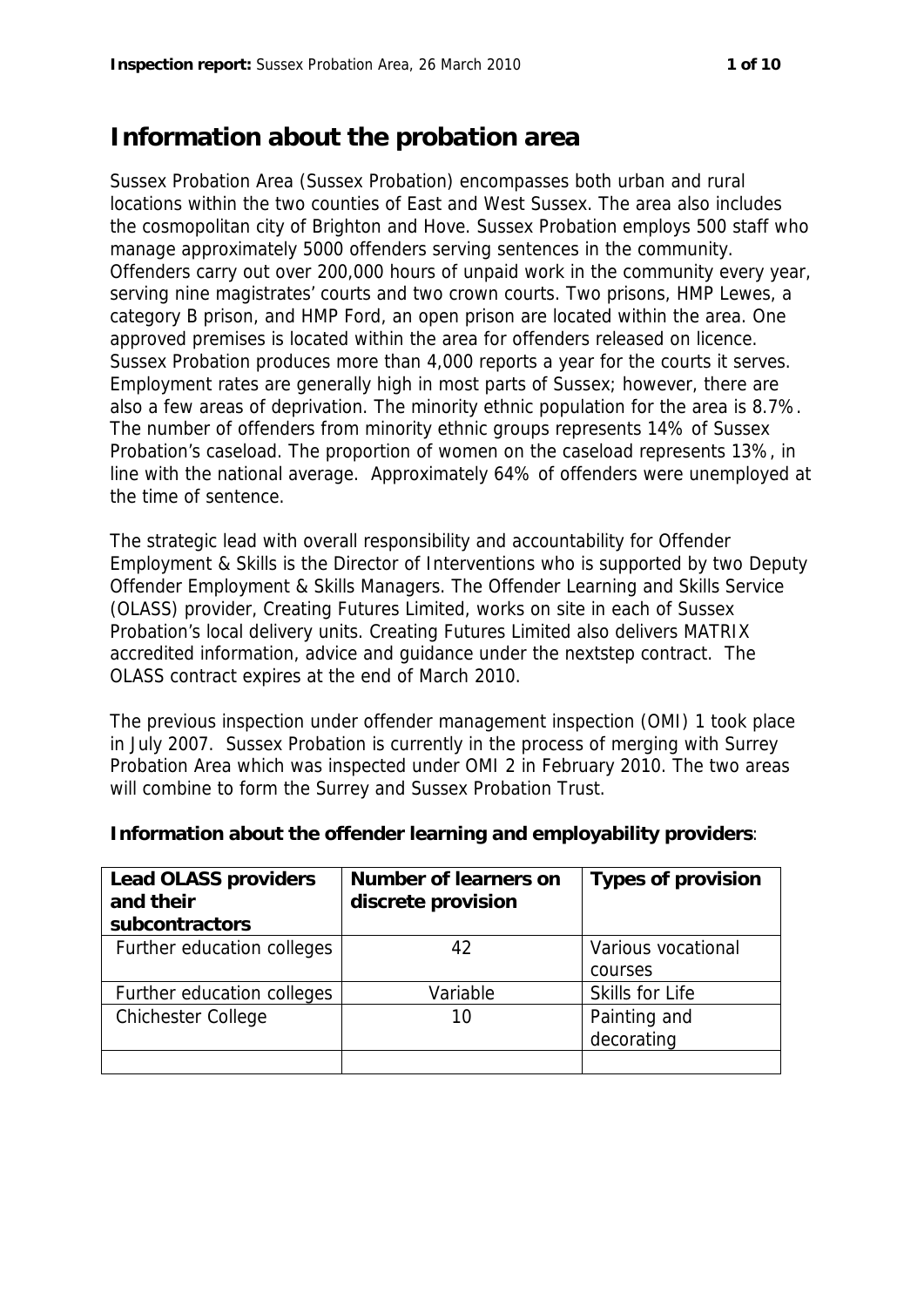# Information about the probation area

Sussex Probation Area (Sussex Probation) encompasses both urban and rural locations within the two counties of East and West Sussex. The area also includes the cosmopolitan city of Brighton and Hove. Sussex Probation employs 500 staff who manage approximately 5000 offenders serving sentences in the community. Offenders carry out over 200,000 hours of unpaid work in the community every year, serving nine magistrates' courts and two crown courts. Two prisons, HMP Lewes, a category B prison, and HMP Ford, an open prison are located within the area. One approved premises is located within the area for offenders released on licence. Sussex Probation produces more than 4,000 reports a year for the courts it serves. Employment rates are generally high in most parts of Sussex; however, there are also a few areas of deprivation. The minority ethnic population for the area is 8.7%. The number of offenders from minority ethnic groups represents 14% of Sussex Probation's caseload. The proportion of women on the caseload represents 13%, in line with the national average. Approximately 64% of offenders were unemployed at the time of sentence.

The strategic lead with overall responsibility and accountability for Offender Employment & Skills is the Director of Interventions who is supported by two Deputy Offender Employment & Skills Managers. The Offender Learning and Skills Service (OLASS) provider, Creating Futures Limited, works on site in each of Sussex Probation's local delivery units. Creating Futures Limited also delivers MATRIX accredited information, advice and guidance under the nextstep contract. The OLASS contract expires at the end of March 2010.

The previous inspection under offender management inspection (OMI) 1 took place in July 2007. Sussex Probation is currently in the process of merging with Surrey Probation Area which was inspected under OMI 2 in February 2010. The two areas will combine to form the Surrey and Sussex Probation Trust.

**Information about the offender learning and employability providers**:

| Lead OLASS providers and their subcontractors | Number of learners on discrete provision | Types of provision |
|---|---|---|
| Further education colleges | 42 | Various vocational courses |
| Further education colleges | Variable | Skills for Life |
| Chichester College | 10 | Painting and decorating |
| | | |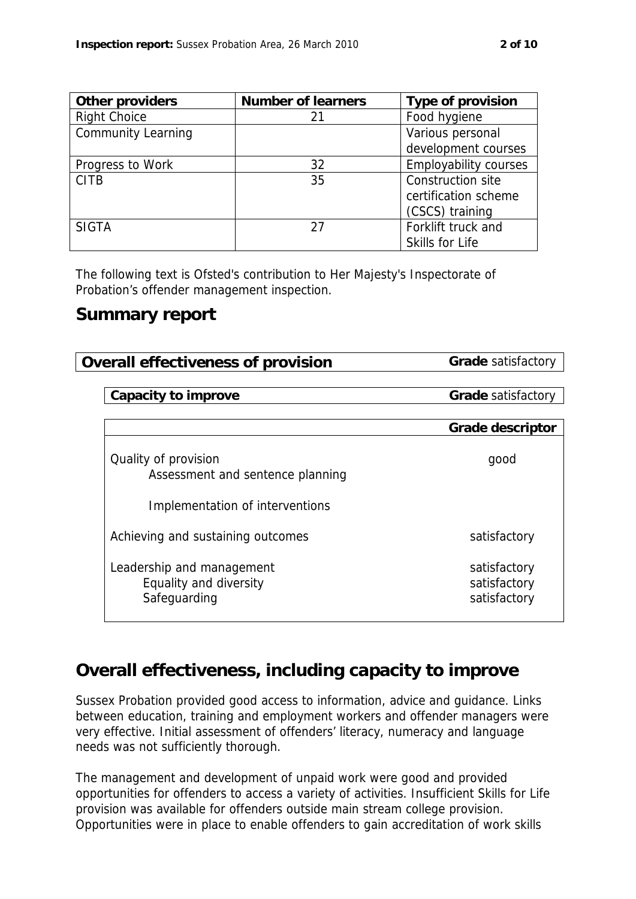| Other providers | Number of learners | Type of provision |
| --- | --- | --- |
| Right Choice | 21 | Food hygiene |
| Community Learning | | Various personal development courses |
| Progress to Work | 32 | Employability courses |
| CITB | 35 | Construction site certification scheme (CSCS) training |
| SIGTA | 27 | Forklift truck and Skills for Life |

The following text is Ofsted's contribution to Her Majesty's Inspectorate of Probation's offender management inspection.

## Summary report

| Overall effectiveness of provision | Grade satisfactory |
| --- | --- |

| Capacity to improve | Grade satisfactory |
| --- | --- |

| | Grade descriptor |
| --- | --- |
| Quality of provision | good |
| Assessment and sentence planning | |
| Implementation of interventions | |
| Achieving and sustaining outcomes | satisfactory |
| Leadership and management | satisfactory |
| Equality and diversity | satisfactory |
| Safeguarding | satisfactory |

## Overall effectiveness, including capacity to improve

Sussex Probation provided good access to information, advice and guidance. Links between education, training and employment workers and offender managers were very effective. Initial assessment of offenders' literacy, numeracy and language needs was not sufficiently thorough.

The management and development of unpaid work were good and provided opportunities for offenders to access a variety of activities. Insufficient Skills for Life provision was available for offenders outside main stream college provision. Opportunities were in place to enable offenders to gain accreditation of work skills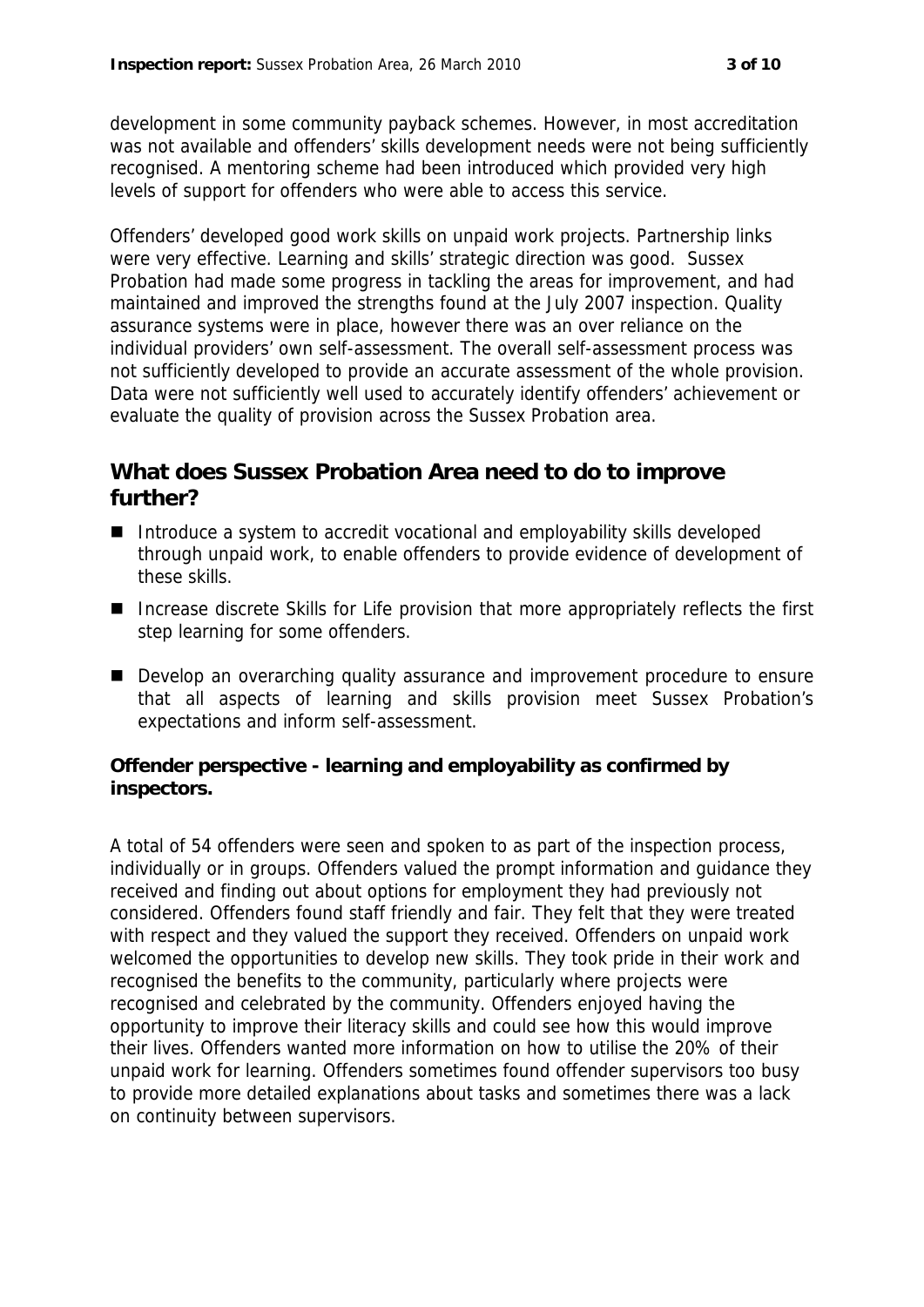development in some community payback schemes. However, in most accreditation was not available and offenders' skills development needs were not being sufficiently recognised. A mentoring scheme had been introduced which provided very high levels of support for offenders who were able to access this service.

Offenders' developed good work skills on unpaid work projects. Partnership links were very effective. Learning and skills' strategic direction was good. Sussex Probation had made some progress in tackling the areas for improvement, and had maintained and improved the strengths found at the July 2007 inspection. Quality assurance systems were in place, however there was an over reliance on the individual providers' own self-assessment. The overall self-assessment process was not sufficiently developed to provide an accurate assessment of the whole provision. Data were not sufficiently well used to accurately identify offenders' achievement or evaluate the quality of provision across the Sussex Probation area.

## What does Sussex Probation Area need to do to improve further?

- Introduce a system to accredit vocational and employability skills developed through unpaid work, to enable offenders to provide evidence of development of these skills.
- Increase discrete Skills for Life provision that more appropriately reflects the first step learning for some offenders.
- Develop an overarching quality assurance and improvement procedure to ensure that all aspects of learning and skills provision meet Sussex Probation's expectations and inform self-assessment.

**Offender perspective - learning and employability as confirmed by inspectors.**

A total of 54 offenders were seen and spoken to as part of the inspection process, individually or in groups. Offenders valued the prompt information and guidance they received and finding out about options for employment they had previously not considered. Offenders found staff friendly and fair. They felt that they were treated with respect and they valued the support they received. Offenders on unpaid work welcomed the opportunities to develop new skills. They took pride in their work and recognised the benefits to the community, particularly where projects were recognised and celebrated by the community. Offenders enjoyed having the opportunity to improve their literacy skills and could see how this would improve their lives. Offenders wanted more information on how to utilise the 20% of their unpaid work for learning. Offenders sometimes found offender supervisors too busy to provide more detailed explanations about tasks and sometimes there was a lack on continuity between supervisors.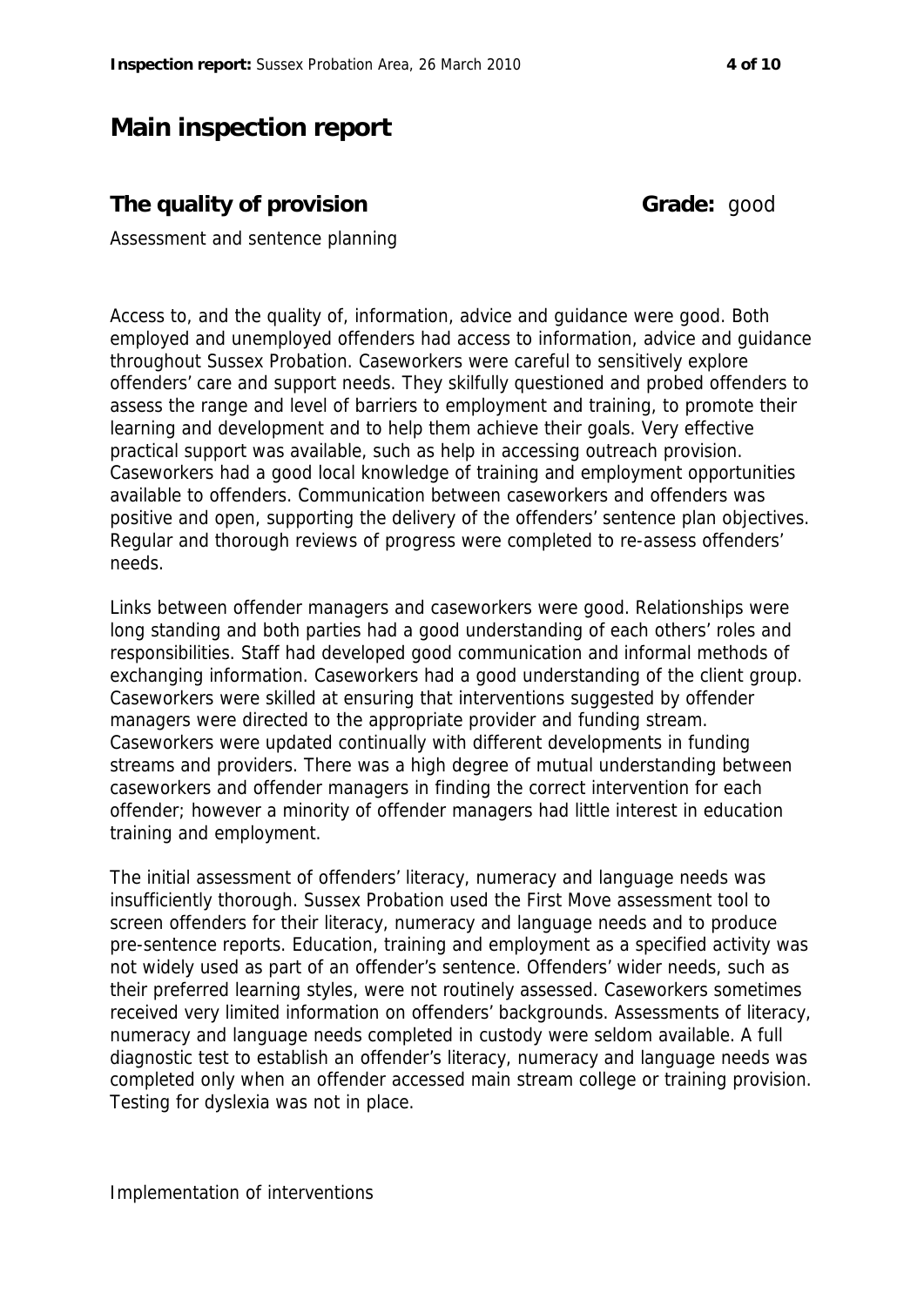# Main inspection report

**The quality of provision** **Grade:** good

Assessment and sentence planning

Access to, and the quality of, information, advice and guidance were good. Both employed and unemployed offenders had access to information, advice and guidance throughout Sussex Probation. Caseworkers were careful to sensitively explore offenders' care and support needs. They skilfully questioned and probed offenders to assess the range and level of barriers to employment and training, to promote their learning and development and to help them achieve their goals. Very effective practical support was available, such as help in accessing outreach provision. Caseworkers had a good local knowledge of training and employment opportunities available to offenders. Communication between caseworkers and offenders was positive and open, supporting the delivery of the offenders' sentence plan objectives. Regular and thorough reviews of progress were completed to re-assess offenders' needs.

Links between offender managers and caseworkers were good. Relationships were long standing and both parties had a good understanding of each others' roles and responsibilities. Staff had developed good communication and informal methods of exchanging information. Caseworkers had a good understanding of the client group. Caseworkers were skilled at ensuring that interventions suggested by offender managers were directed to the appropriate provider and funding stream. Caseworkers were updated continually with different developments in funding streams and providers. There was a high degree of mutual understanding between caseworkers and offender managers in finding the correct intervention for each offender; however a minority of offender managers had little interest in education training and employment.

The initial assessment of offenders' literacy, numeracy and language needs was insufficiently thorough. Sussex Probation used the First Move assessment tool to screen offenders for their literacy, numeracy and language needs and to produce pre-sentence reports. Education, training and employment as a specified activity was not widely used as part of an offender's sentence. Offenders' wider needs, such as their preferred learning styles, were not routinely assessed. Caseworkers sometimes received very limited information on offenders' backgrounds. Assessments of literacy, numeracy and language needs completed in custody were seldom available. A full diagnostic test to establish an offender's literacy, numeracy and language needs was completed only when an offender accessed main stream college or training provision. Testing for dyslexia was not in place.

Implementation of interventions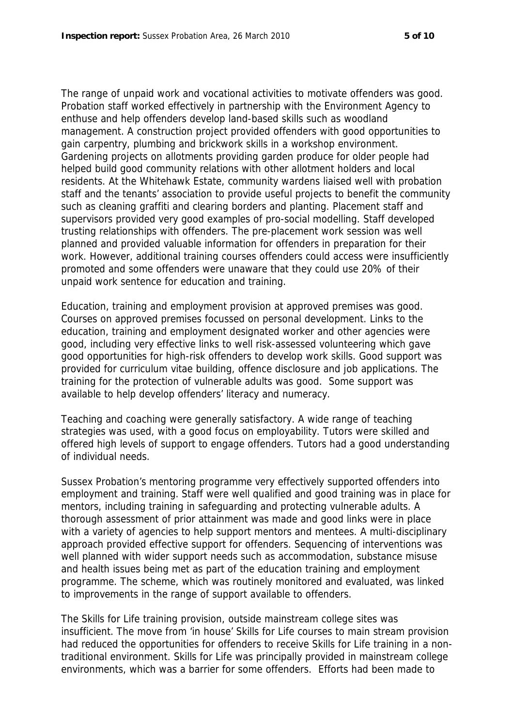The range of unpaid work and vocational activities to motivate offenders was good. Probation staff worked effectively in partnership with the Environment Agency to enthuse and help offenders develop land-based skills such as woodland management. A construction project provided offenders with good opportunities to gain carpentry, plumbing and brickwork skills in a workshop environment. Gardening projects on allotments providing garden produce for older people had helped build good community relations with other allotment holders and local residents. At the Whitehawk Estate, community wardens liaised well with probation staff and the tenants' association to provide useful projects to benefit the community such as cleaning graffiti and clearing borders and planting. Placement staff and supervisors provided very good examples of pro-social modelling. Staff developed trusting relationships with offenders. The pre-placement work session was well planned and provided valuable information for offenders in preparation for their work. However, additional training courses offenders could access were insufficiently promoted and some offenders were unaware that they could use 20% of their unpaid work sentence for education and training.

Education, training and employment provision at approved premises was good. Courses on approved premises focussed on personal development. Links to the education, training and employment designated worker and other agencies were good, including very effective links to well risk-assessed volunteering which gave good opportunities for high-risk offenders to develop work skills. Good support was provided for curriculum vitae building, offence disclosure and job applications. The training for the protection of vulnerable adults was good. Some support was available to help develop offenders' literacy and numeracy.

Teaching and coaching were generally satisfactory. A wide range of teaching strategies was used, with a good focus on employability. Tutors were skilled and offered high levels of support to engage offenders. Tutors had a good understanding of individual needs.

Sussex Probation's mentoring programme very effectively supported offenders into employment and training. Staff were well qualified and good training was in place for mentors, including training in safeguarding and protecting vulnerable adults. A thorough assessment of prior attainment was made and good links were in place with a variety of agencies to help support mentors and mentees. A multi-disciplinary approach provided effective support for offenders. Sequencing of interventions was well planned with wider support needs such as accommodation, substance misuse and health issues being met as part of the education training and employment programme. The scheme, which was routinely monitored and evaluated, was linked to improvements in the range of support available to offenders.

The Skills for Life training provision, outside mainstream college sites was insufficient. The move from 'in house' Skills for Life courses to main stream provision had reduced the opportunities for offenders to receive Skills for Life training in a non-traditional environment. Skills for Life was principally provided in mainstream college environments, which was a barrier for some offenders. Efforts had been made to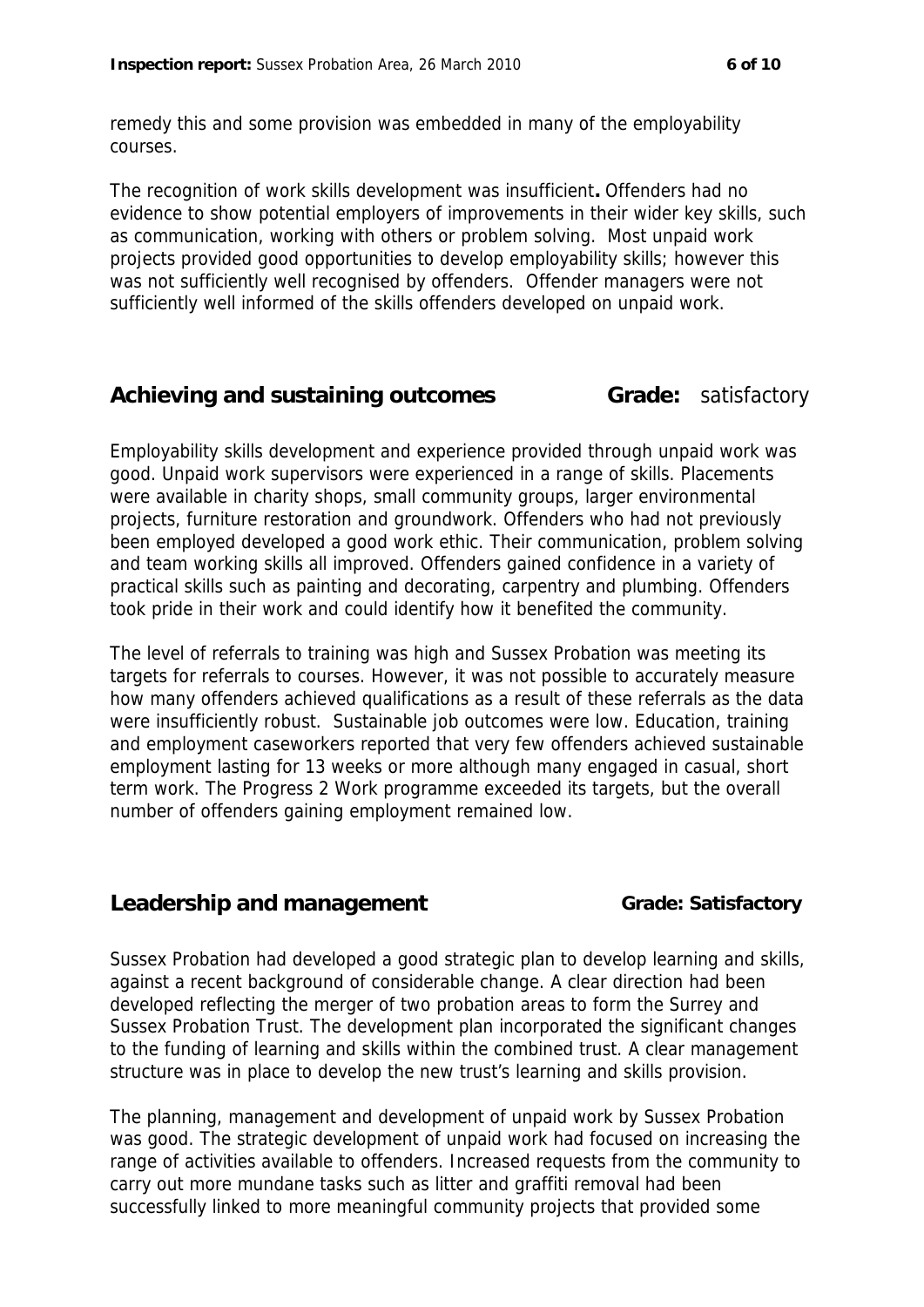remedy this and some provision was embedded in many of the employability courses.

The recognition of work skills development was insufficient**.** Offenders had no evidence to show potential employers of improvements in their wider key skills, such as communication, working with others or problem solving. Most unpaid work projects provided good opportunities to develop employability skills; however this was not sufficiently well recognised by offenders. Offender managers were not sufficiently well informed of the skills offenders developed on unpaid work.

## Achieving and sustaining outcomes  **Grade:** satisfactory

Employability skills development and experience provided through unpaid work was good. Unpaid work supervisors were experienced in a range of skills. Placements were available in charity shops, small community groups, larger environmental projects, furniture restoration and groundwork. Offenders who had not previously been employed developed a good work ethic. Their communication, problem solving and team working skills all improved. Offenders gained confidence in a variety of practical skills such as painting and decorating, carpentry and plumbing. Offenders took pride in their work and could identify how it benefited the community.

The level of referrals to training was high and Sussex Probation was meeting its targets for referrals to courses. However, it was not possible to accurately measure how many offenders achieved qualifications as a result of these referrals as the data were insufficiently robust. Sustainable job outcomes were low. Education, training and employment caseworkers reported that very few offenders achieved sustainable employment lasting for 13 weeks or more although many engaged in casual, short term work. The Progress 2 Work programme exceeded its targets, but the overall number of offenders gaining employment remained low.

## Leadership and management  **Grade: Satisfactory**

Sussex Probation had developed a good strategic plan to develop learning and skills, against a recent background of considerable change. A clear direction had been developed reflecting the merger of two probation areas to form the Surrey and Sussex Probation Trust. The development plan incorporated the significant changes to the funding of learning and skills within the combined trust. A clear management structure was in place to develop the new trust's learning and skills provision.

The planning, management and development of unpaid work by Sussex Probation was good. The strategic development of unpaid work had focused on increasing the range of activities available to offenders. Increased requests from the community to carry out more mundane tasks such as litter and graffiti removal had been successfully linked to more meaningful community projects that provided some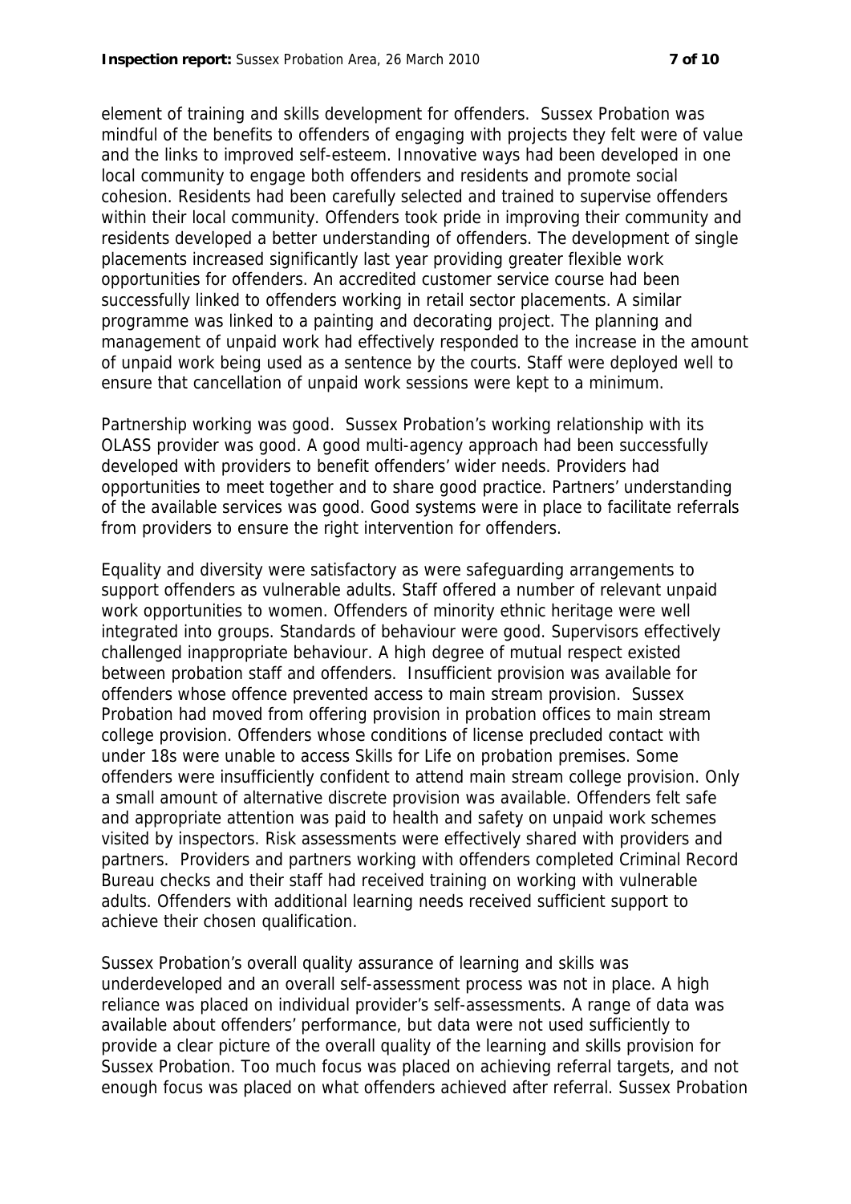element of training and skills development for offenders. Sussex Probation was mindful of the benefits to offenders of engaging with projects they felt were of value and the links to improved self-esteem. Innovative ways had been developed in one local community to engage both offenders and residents and promote social cohesion. Residents had been carefully selected and trained to supervise offenders within their local community. Offenders took pride in improving their community and residents developed a better understanding of offenders. The development of single placements increased significantly last year providing greater flexible work opportunities for offenders. An accredited customer service course had been successfully linked to offenders working in retail sector placements. A similar programme was linked to a painting and decorating project. The planning and management of unpaid work had effectively responded to the increase in the amount of unpaid work being used as a sentence by the courts. Staff were deployed well to ensure that cancellation of unpaid work sessions were kept to a minimum.

Partnership working was good. Sussex Probation's working relationship with its OLASS provider was good. A good multi-agency approach had been successfully developed with providers to benefit offenders' wider needs. Providers had opportunities to meet together and to share good practice. Partners' understanding of the available services was good. Good systems were in place to facilitate referrals from providers to ensure the right intervention for offenders.

Equality and diversity were satisfactory as were safeguarding arrangements to support offenders as vulnerable adults. Staff offered a number of relevant unpaid work opportunities to women. Offenders of minority ethnic heritage were well integrated into groups. Standards of behaviour were good. Supervisors effectively challenged inappropriate behaviour. A high degree of mutual respect existed between probation staff and offenders. Insufficient provision was available for offenders whose offence prevented access to main stream provision. Sussex Probation had moved from offering provision in probation offices to main stream college provision. Offenders whose conditions of license precluded contact with under 18s were unable to access Skills for Life on probation premises. Some offenders were insufficiently confident to attend main stream college provision. Only a small amount of alternative discrete provision was available. Offenders felt safe and appropriate attention was paid to health and safety on unpaid work schemes visited by inspectors. Risk assessments were effectively shared with providers and partners. Providers and partners working with offenders completed Criminal Record Bureau checks and their staff had received training on working with vulnerable adults. Offenders with additional learning needs received sufficient support to achieve their chosen qualification.

Sussex Probation's overall quality assurance of learning and skills was underdeveloped and an overall self-assessment process was not in place. A high reliance was placed on individual provider's self-assessments. A range of data was available about offenders' performance, but data were not used sufficiently to provide a clear picture of the overall quality of the learning and skills provision for Sussex Probation. Too much focus was placed on achieving referral targets, and not enough focus was placed on what offenders achieved after referral. Sussex Probation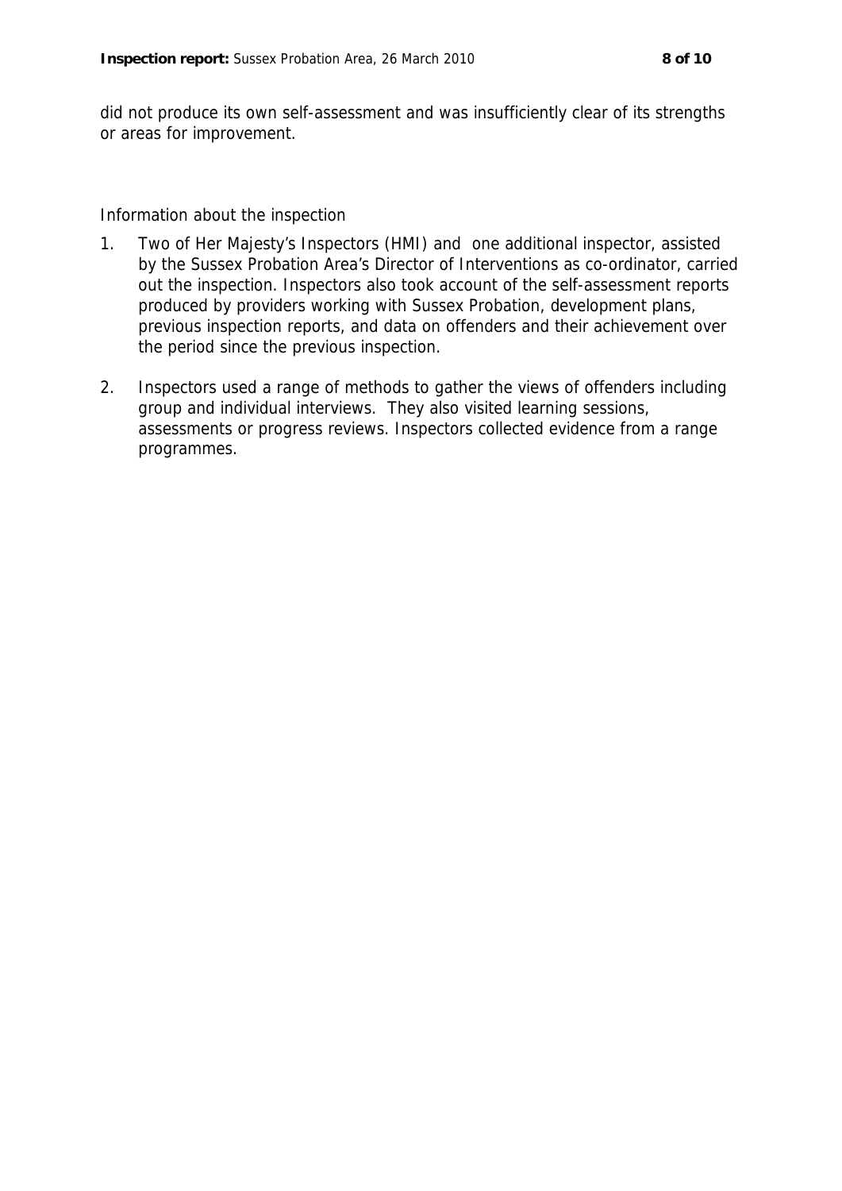did not produce its own self-assessment and was insufficiently clear of its strengths or areas for improvement.

## Information about the inspection

1. Two of Her Majesty's Inspectors (HMI) and one additional inspector, assisted by the Sussex Probation Area's Director of Interventions as co-ordinator, carried out the inspection. Inspectors also took account of the self-assessment reports produced by providers working with Sussex Probation, development plans, previous inspection reports, and data on offenders and their achievement over the period since the previous inspection.

2. Inspectors used a range of methods to gather the views of offenders including group and individual interviews. They also visited learning sessions, assessments or progress reviews. Inspectors collected evidence from a range programmes.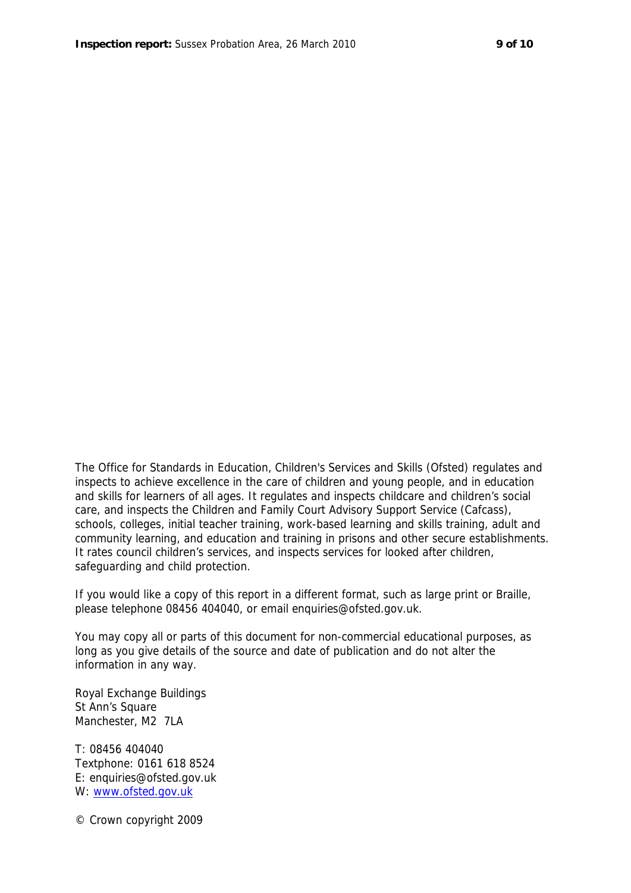The Office for Standards in Education, Children's Services and Skills (Ofsted) regulates and inspects to achieve excellence in the care of children and young people, and in education and skills for learners of all ages. It regulates and inspects childcare and children's social care, and inspects the Children and Family Court Advisory Support Service (Cafcass), schools, colleges, initial teacher training, work-based learning and skills training, adult and community learning, and education and training in prisons and other secure establishments. It rates council children's services, and inspects services for looked after children, safeguarding and child protection.

If you would like a copy of this report in a different format, such as large print or Braille, please telephone 08456 404040, or email enquiries@ofsted.gov.uk.

You may copy all or parts of this document for non-commercial educational purposes, as long as you give details of the source and date of publication and do not alter the information in any way.

Royal Exchange Buildings
St Ann's Square
Manchester, M2 7LA

T: 08456 404040
Textphone: 0161 618 8524
E: enquiries@ofsted.gov.uk
W: [www.ofsted.gov.uk](http://www.ofsted.gov.uk)

© Crown copyright 2009